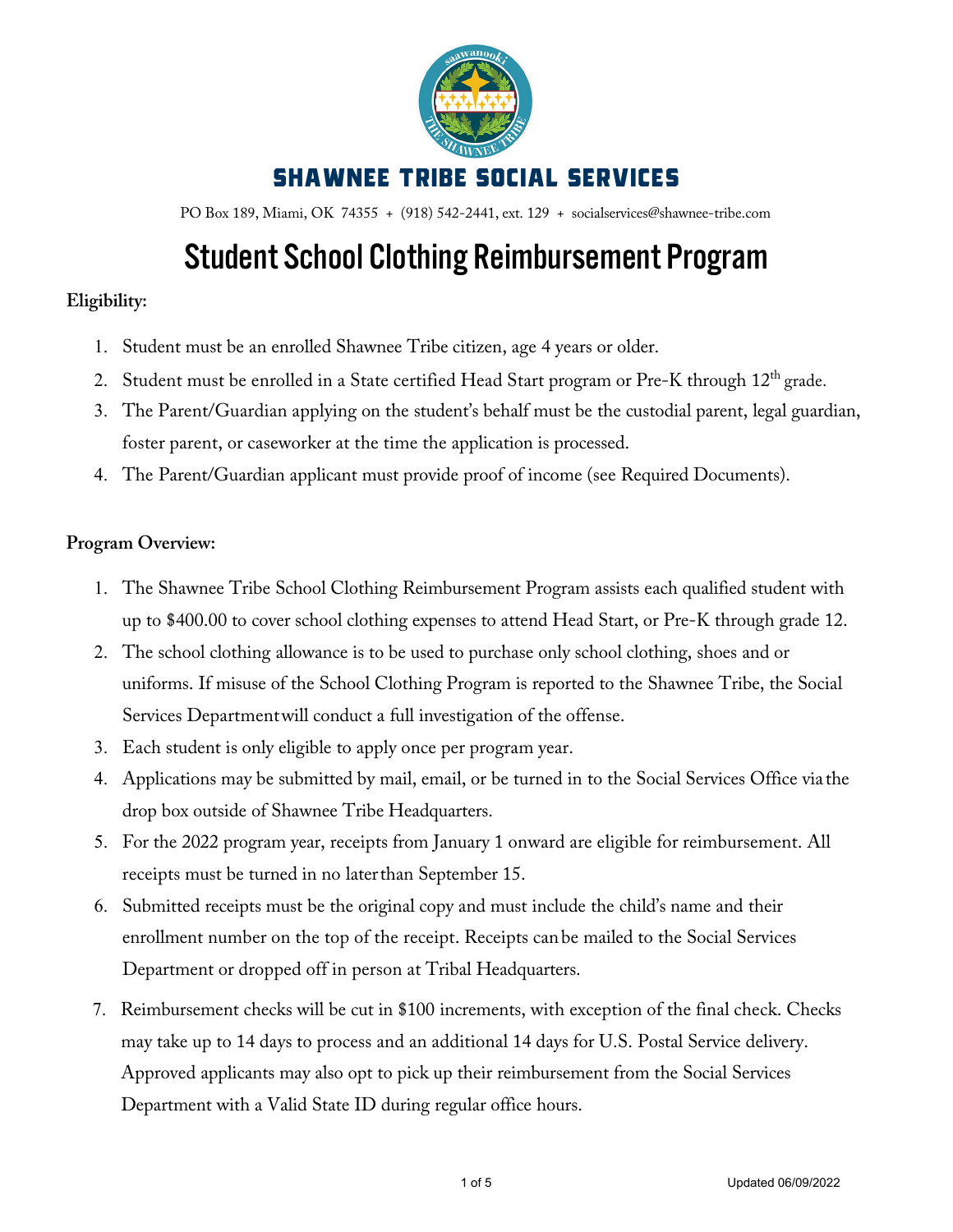# SHAWNEE TRIBE SOCIAL SERVICES

PO Box 189, Miami, OK 74355 + (918) 542-2441, ext. 129 + socialservices@shawnee-tribe.com

# Student School Clothing Reimbursement Program

**Eligibility:**

1. Student must be an enrolled Shawnee Tribe citizen, age 4 years or older.
2. Student must be enrolled in a State certified Head Start program or Pre-K through 12th grade.
3. The Parent/Guardian applying on the student's behalf must be the custodial parent, legal guardian, foster parent, or caseworker at the time the application is processed.
4. The Parent/Guardian applicant must provide proof of income (see Required Documents).

**Program Overview:**

1. The Shawnee Tribe School Clothing Reimbursement Program assists each qualified student with up to $400.00 to cover school clothing expenses to attend Head Start, or Pre-K through grade 12.
2. The school clothing allowance is to be used to purchase only school clothing, shoes and or uniforms. If misuse of the School Clothing Program is reported to the Shawnee Tribe, the Social Services Department will conduct a full investigation of the offense.
3. Each student is only eligible to apply once per program year.
4. Applications may be submitted by mail, email, or be turned in to the Social Services Office via the drop box outside of Shawnee Tribe Headquarters.
5. For the 2022 program year, receipts from January 1 onward are eligible for reimbursement. All receipts must be turned in no later than September 15.
6. Submitted receipts must be the original copy and must include the child's name and their enrollment number on the top of the receipt. Receipts can be mailed to the Social Services Department or dropped off in person at Tribal Headquarters.
7. Reimbursement checks will be cut in $100 increments, with exception of the final check. Checks may take up to 14 days to process and an additional 14 days for U.S. Postal Service delivery. Approved applicants may also opt to pick up their reimbursement from the Social Services Department with a Valid State ID during regular office hours.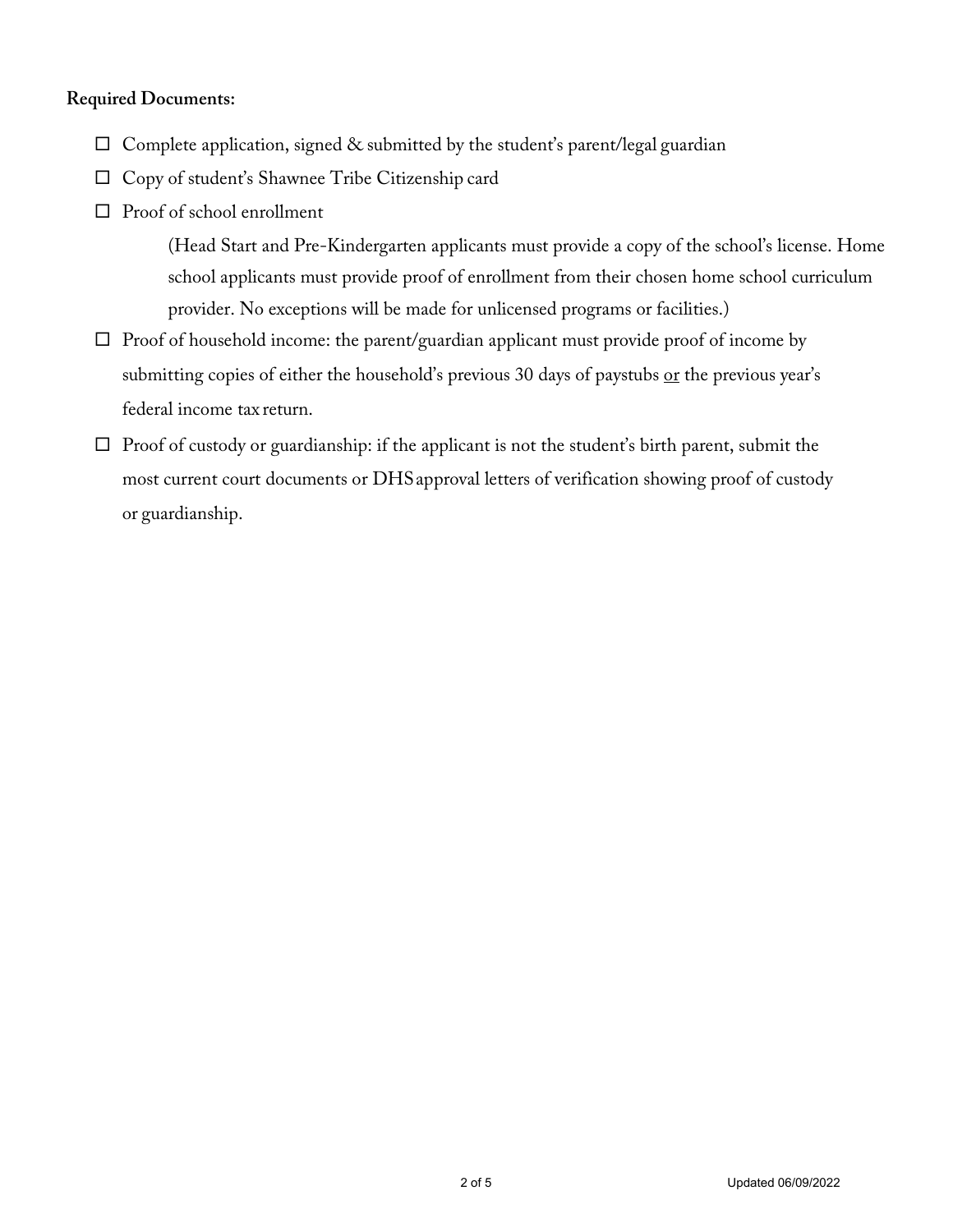**Required Documents:**

- ☐ Complete application, signed & submitted by the student's parent/legal guardian
- ☐ Copy of student's Shawnee Tribe Citizenship card
- ☐ Proof of school enrollment

  (Head Start and Pre-Kindergarten applicants must provide a copy of the school's license. Home school applicants must provide proof of enrollment from their chosen home school curriculum provider. No exceptions will be made for unlicensed programs or facilities.)
- ☐ Proof of household income: the parent/guardian applicant must provide proof of income by submitting copies of either the household's previous 30 days of paystubs <u>or</u> the previous year's federal income tax return.
- ☐ Proof of custody or guardianship: if the applicant is not the student's birth parent, submit the most current court documents or DHS approval letters of verification showing proof of custody or guardianship.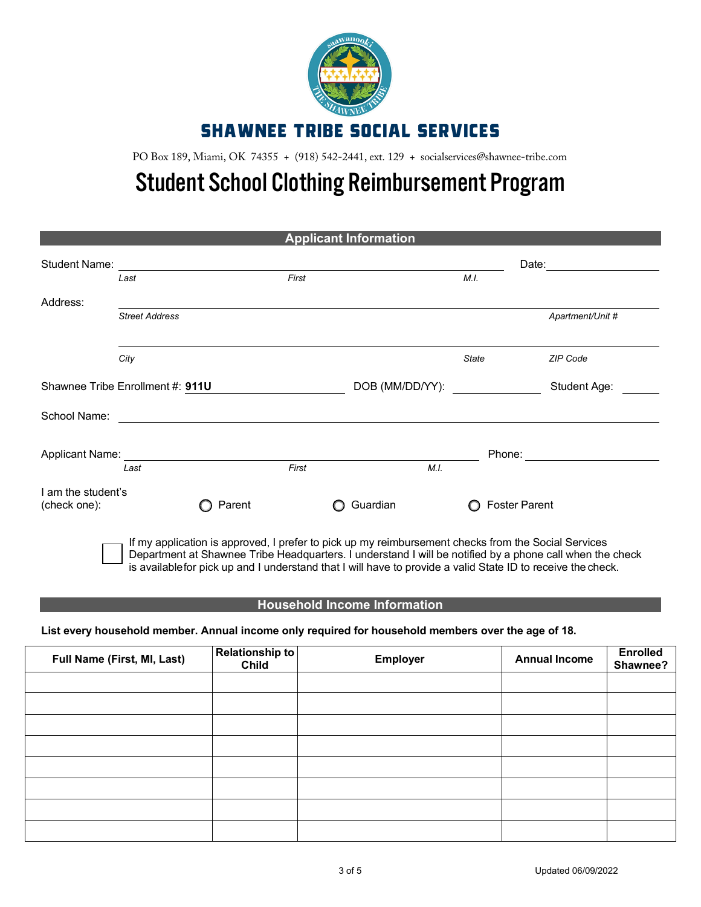# SHAWNEE TRIBE SOCIAL SERVICES

PO Box 189, Miami, OK 74355 + (918) 542-2441, ext. 129 + socialservices@shawnee-tribe.com

# Student School Clothing Reimbursement Program

## Applicant Information

Student Name: ______________________________________________ Date: ______________
*Last* *First* *M.I.*

Address: ______________________________________________________________________
*Street Address* *Apartment/Unit #*

______________________________________________________________________
*City* *State* *ZIP Code*

Shawnee Tribe Enrollment #: **911U** ______________ DOB (MM/DD/YY): ______________ Student Age: ______

School Name: ______________________________________________________________________

Applicant Name: ______________________________________________ Phone: ______________
*Last* *First* *M.I.*

I am the student's (check one): ○ Parent ○ Guardian ○ Foster Parent

☐ If my application is approved, I prefer to pick up my reimbursement checks from the Social Services Department at Shawnee Tribe Headquarters. I understand I will be notified by a phone call when the check is available for pick up and I understand that I will have to provide a valid State ID to receive the check.

## Household Income Information

**List every household member. Annual income only required for household members over the age of 18.**

| Full Name (First, MI, Last) | Relationship to Child | Employer | Annual Income | Enrolled Shawnee? |
|---|---|---|---|---|
| | | | | |
| | | | | |
| | | | | |
| | | | | |
| | | | | |
| | | | | |
| | | | | |
| | | | | |

Updated 06/09/2022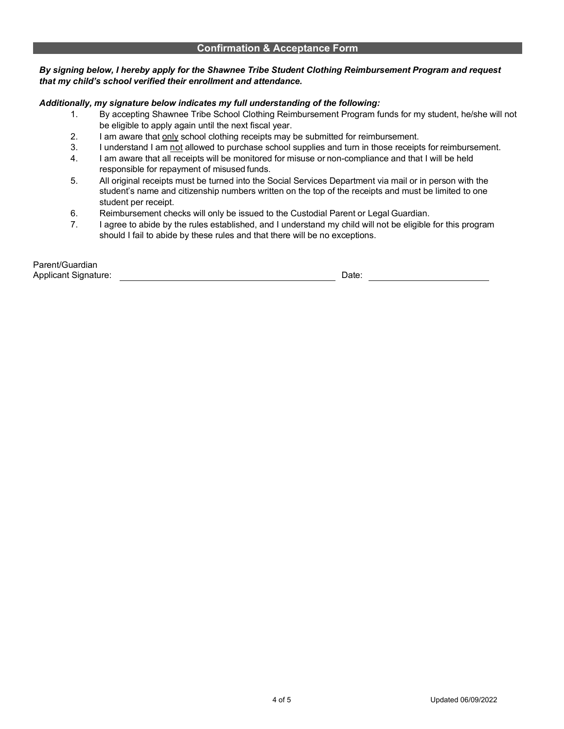## Confirmation & Acceptance Form

***By signing below, I hereby apply for the Shawnee Tribe Student Clothing Reimbursement Program and request that my child's school verified their enrollment and attendance.***

***Additionally, my signature below indicates my full understanding of the following:***

1. By accepting Shawnee Tribe School Clothing Reimbursement Program funds for my student, he/she will not be eligible to apply again until the next fiscal year.
2. I am aware that <u>only</u> school clothing receipts may be submitted for reimbursement.
3. I understand I am <u>not</u> allowed to purchase school supplies and turn in those receipts for reimbursement.
4. I am aware that all receipts will be monitored for misuse or non-compliance and that I will be held responsible for repayment of misused funds.
5. All original receipts must be turned into the Social Services Department via mail or in person with the student's name and citizenship numbers written on the top of the receipts and must be limited to one student per receipt.
6. Reimbursement checks will only be issued to the Custodial Parent or Legal Guardian.
7. I agree to abide by the rules established, and I understand my child will not be eligible for this program should I fail to abide by these rules and that there will be no exceptions.

Parent/Guardian
Applicant Signature: ______________________________ Date: __________________

Updated 06/09/2022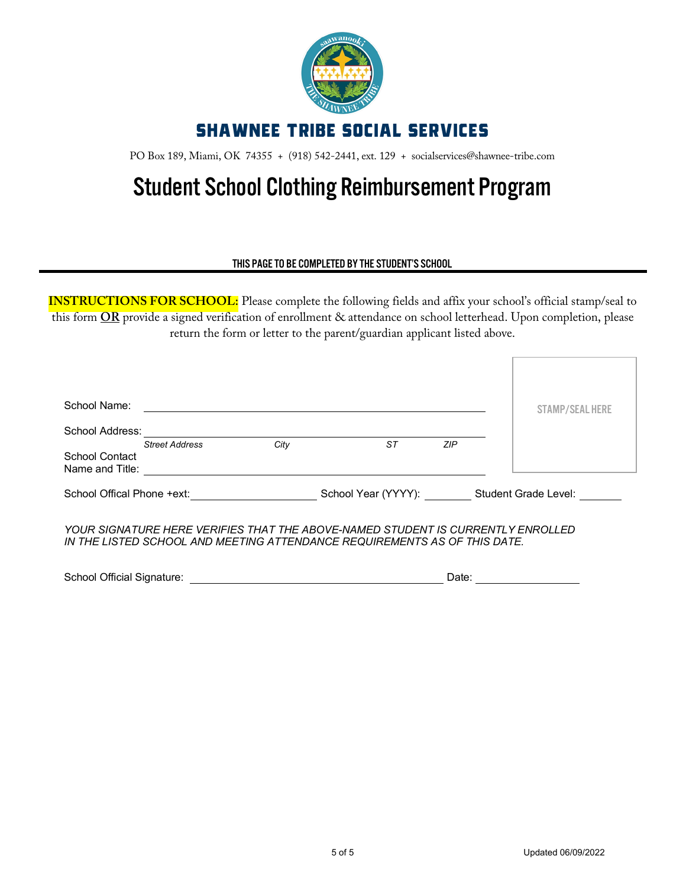# SHAWNEE TRIBE SOCIAL SERVICES

PO Box 189, Miami, OK 74355 + (918) 542-2441, ext. 129 + socialservices@shawnee-tribe.com

# Student School Clothing Reimbursement Program

**THIS PAGE TO BE COMPLETED BY THE STUDENT'S SCHOOL**

---

**INSTRUCTIONS FOR SCHOOL:** Please complete the following fields and affix your school's official stamp/seal to this form **OR** provide a signed verification of enrollment & attendance on school letterhead. Upon completion, please return the form or letter to the parent/guardian applicant listed above.

School Name: ______________________________

School Address: ______________________________
*Street Address* *City* *ST* *ZIP*

School Contact Name and Title: ______________________________

STAMP/SEAL HERE

School Offical Phone +ext: ____________ School Year (YYYY): ________ Student Grade Level: ________

*YOUR SIGNATURE HERE VERIFIES THAT THE ABOVE-NAMED STUDENT IS CURRENTLY ENROLLED IN THE LISTED SCHOOL AND MEETING ATTENDANCE REQUIREMENTS AS OF THIS DATE.*

School Official Signature: ______________________________ Date: ____________

Updated 06/09/2022